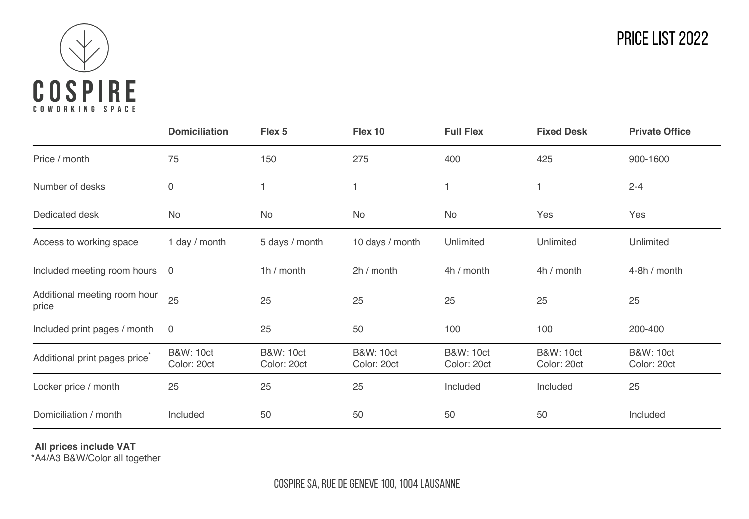# COSPIRE

COWORKING SPACE

# PRICE LIST 2022

| | Domiciliation | Flex 5 | Flex 10 | Full Flex | Fixed Desk | Private Office |
|---|---|---|---|---|---|---|
| Price / month | 75 | 150 | 275 | 400 | 425 | 900-1600 |
| Number of desks | 0 | 1 | 1 | 1 | 1 | 2-4 |
| Dedicated desk | No | No | No | No | Yes | Yes |
| Access to working space | 1 day / month | 5 days / month | 10 days / month | Unlimited | Unlimited | Unlimited |
| Included meeting room hours | 0 | 1h / month | 2h / month | 4h / month | 4h / month | 4-8h / month |
| Additional meeting room hour price | 25 | 25 | 25 | 25 | 25 | 25 |
| Included print pages / month | 0 | 25 | 50 | 100 | 100 | 200-400 |
| Additional print pages price* | B&W: 10ct Color: 20ct | B&W: 10ct Color: 20ct | B&W: 10ct Color: 20ct | B&W: 10ct Color: 20ct | B&W: 10ct Color: 20ct | B&W: 10ct Color: 20ct |
| Locker price / month | 25 | 25 | 25 | Included | Included | 25 |
| Domiciliation / month | Included | 50 | 50 | 50 | 50 | Included |

**All prices include VAT**

*A4/A3 B&W/Color all together

COSPIRE SA, RUE DE GENEVE 100, 1004 LAUSANNE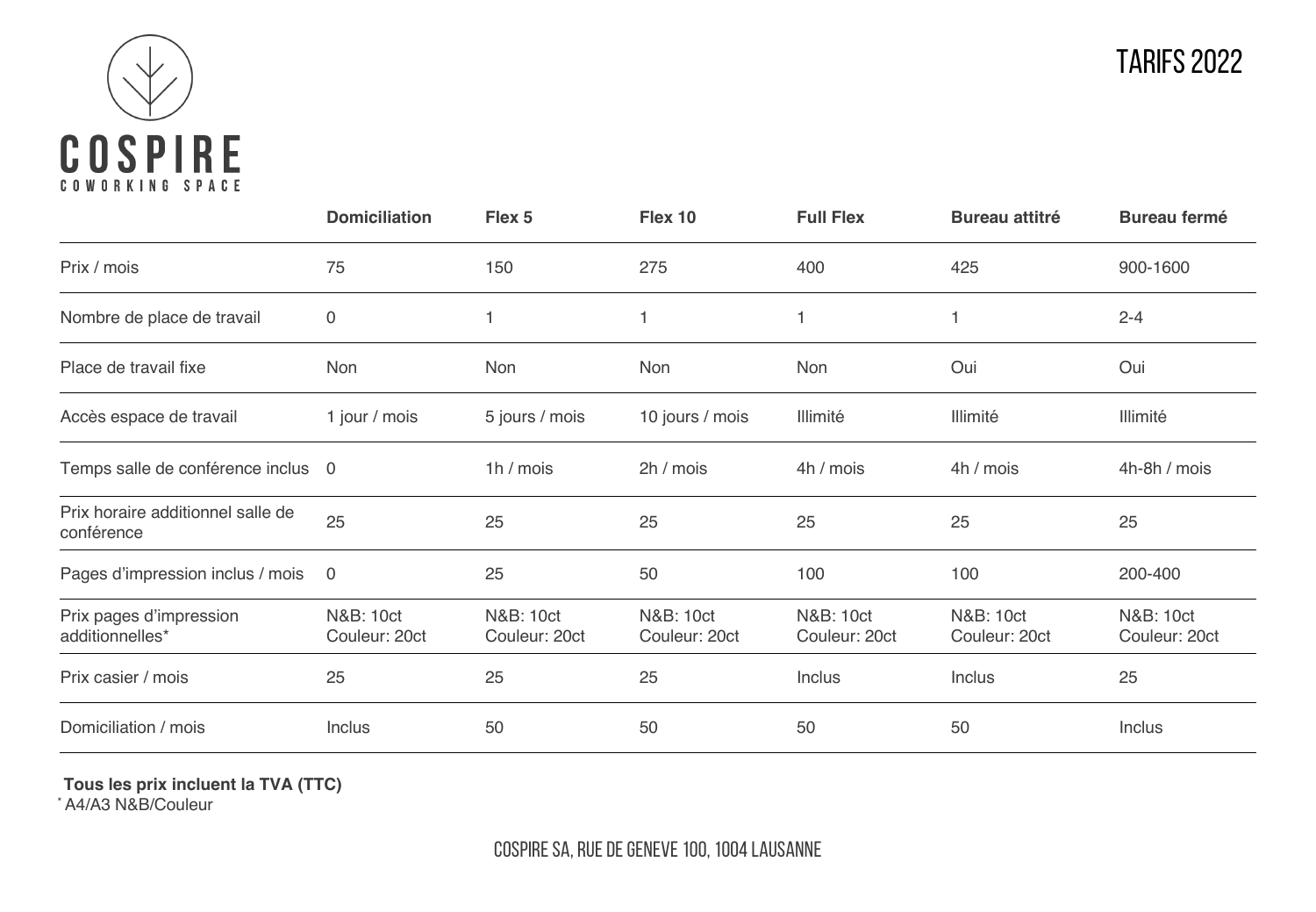# COSPIRE

COWORKING SPACE

## TARIFS 2022

| | Domiciliation | Flex 5 | Flex 10 | Full Flex | Bureau attitré | Bureau fermé |
|---|---|---|---|---|---|---|
| Prix / mois | 75 | 150 | 275 | 400 | 425 | 900-1600 |
| Nombre de place de travail | 0 | 1 | 1 | 1 | 1 | 2-4 |
| Place de travail fixe | Non | Non | Non | Non | Oui | Oui |
| Accès espace de travail | 1 jour / mois | 5 jours / mois | 10 jours / mois | Illimité | Illimité | Illimité |
| Temps salle de conférence inclus | 0 | 1h / mois | 2h / mois | 4h / mois | 4h / mois | 4h-8h / mois |
| Prix horaire additionnel salle de conférence | 25 | 25 | 25 | 25 | 25 | 25 |
| Pages d'impression inclus / mois | 0 | 25 | 50 | 100 | 100 | 200-400 |
| Prix pages d'impression additionnelles* | N&B: 10ct Couleur: 20ct | N&B: 10ct Couleur: 20ct | N&B: 10ct Couleur: 20ct | N&B: 10ct Couleur: 20ct | N&B: 10ct Couleur: 20ct | N&B: 10ct Couleur: 20ct |
| Prix casier / mois | 25 | 25 | 25 | Inclus | Inclus | 25 |
| Domiciliation / mois | Inclus | 50 | 50 | 50 | 50 | Inclus |

**Tous les prix incluent la TVA (TTC)**

* A4/A3 N&B/Couleur

COSPIRE SA, RUE DE GENEVE 100, 1004 LAUSANNE